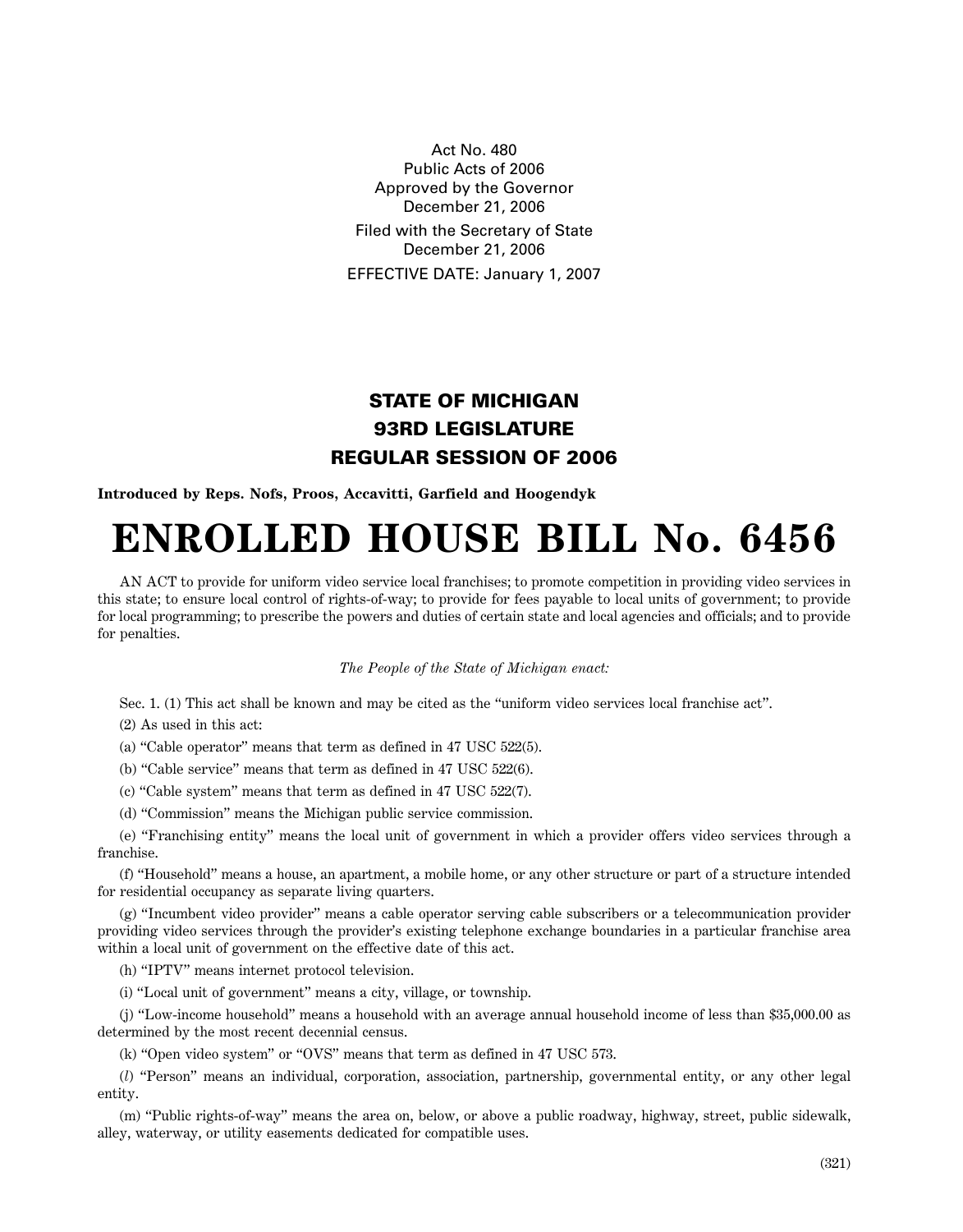Act No. 480
Public Acts of 2006
Approved by the Governor
December 21, 2006

Filed with the Secretary of State
December 21, 2006

EFFECTIVE DATE: January 1, 2007

## STATE OF MICHIGAN
## 93RD LEGISLATURE
## REGULAR SESSION OF 2006

**Introduced by Reps. Nofs, Proos, Accavitti, Garfield and Hoogendyk**

# ENROLLED HOUSE BILL No. 6456

AN ACT to provide for uniform video service local franchises; to promote competition in providing video services in this state; to ensure local control of rights-of-way; to provide for fees payable to local units of government; to provide for local programming; to prescribe the powers and duties of certain state and local agencies and officials; and to provide for penalties.

*The People of the State of Michigan enact:*

Sec. 1. (1) This act shall be known and may be cited as the "uniform video services local franchise act".

(2) As used in this act:

(a) "Cable operator" means that term as defined in 47 USC 522(5).

(b) "Cable service" means that term as defined in 47 USC 522(6).

(c) "Cable system" means that term as defined in 47 USC 522(7).

(d) "Commission" means the Michigan public service commission.

(e) "Franchising entity" means the local unit of government in which a provider offers video services through a franchise.

(f) "Household" means a house, an apartment, a mobile home, or any other structure or part of a structure intended for residential occupancy as separate living quarters.

(g) "Incumbent video provider" means a cable operator serving cable subscribers or a telecommunication provider providing video services through the provider's existing telephone exchange boundaries in a particular franchise area within a local unit of government on the effective date of this act.

(h) "IPTV" means internet protocol television.

(i) "Local unit of government" means a city, village, or township.

(j) "Low-income household" means a household with an average annual household income of less than $35,000.00 as determined by the most recent decennial census.

(k) "Open video system" or "OVS" means that term as defined in 47 USC 573.

(*l*) "Person" means an individual, corporation, association, partnership, governmental entity, or any other legal entity.

(m) "Public rights-of-way" means the area on, below, or above a public roadway, highway, street, public sidewalk, alley, waterway, or utility easements dedicated for compatible uses.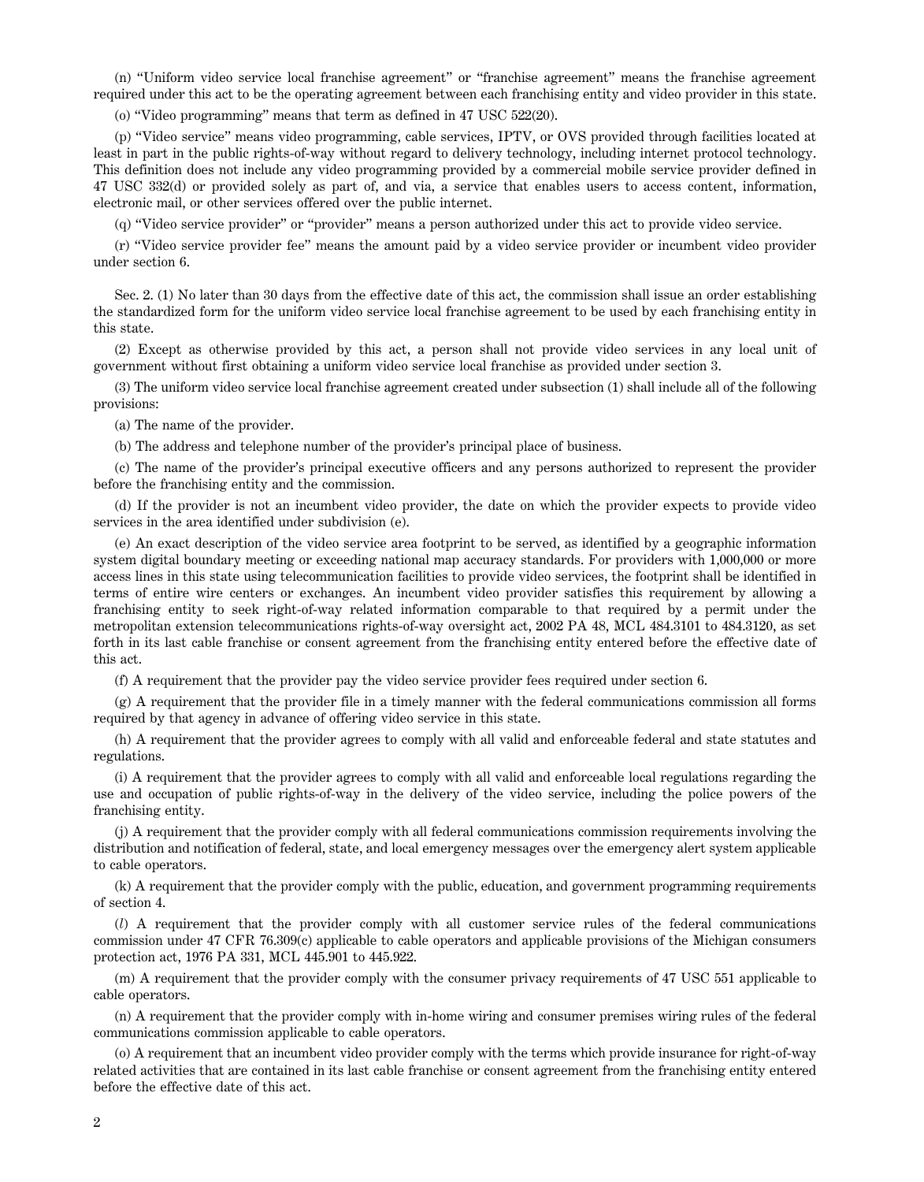(n) "Uniform video service local franchise agreement" or "franchise agreement" means the franchise agreement required under this act to be the operating agreement between each franchising entity and video provider in this state.

(o) "Video programming" means that term as defined in 47 USC 522(20).

(p) "Video service" means video programming, cable services, IPTV, or OVS provided through facilities located at least in part in the public rights-of-way without regard to delivery technology, including internet protocol technology. This definition does not include any video programming provided by a commercial mobile service provider defined in 47 USC 332(d) or provided solely as part of, and via, a service that enables users to access content, information, electronic mail, or other services offered over the public internet.

(q) "Video service provider" or "provider" means a person authorized under this act to provide video service.

(r) "Video service provider fee" means the amount paid by a video service provider or incumbent video provider under section 6.

Sec. 2. (1) No later than 30 days from the effective date of this act, the commission shall issue an order establishing the standardized form for the uniform video service local franchise agreement to be used by each franchising entity in this state.

(2) Except as otherwise provided by this act, a person shall not provide video services in any local unit of government without first obtaining a uniform video service local franchise as provided under section 3.

(3) The uniform video service local franchise agreement created under subsection (1) shall include all of the following provisions:

(a) The name of the provider.

(b) The address and telephone number of the provider's principal place of business.

(c) The name of the provider's principal executive officers and any persons authorized to represent the provider before the franchising entity and the commission.

(d) If the provider is not an incumbent video provider, the date on which the provider expects to provide video services in the area identified under subdivision (e).

(e) An exact description of the video service area footprint to be served, as identified by a geographic information system digital boundary meeting or exceeding national map accuracy standards. For providers with 1,000,000 or more access lines in this state using telecommunication facilities to provide video services, the footprint shall be identified in terms of entire wire centers or exchanges. An incumbent video provider satisfies this requirement by allowing a franchising entity to seek right-of-way related information comparable to that required by a permit under the metropolitan extension telecommunications rights-of-way oversight act, 2002 PA 48, MCL 484.3101 to 484.3120, as set forth in its last cable franchise or consent agreement from the franchising entity entered before the effective date of this act.

(f) A requirement that the provider pay the video service provider fees required under section 6.

(g) A requirement that the provider file in a timely manner with the federal communications commission all forms required by that agency in advance of offering video service in this state.

(h) A requirement that the provider agrees to comply with all valid and enforceable federal and state statutes and regulations.

(i) A requirement that the provider agrees to comply with all valid and enforceable local regulations regarding the use and occupation of public rights-of-way in the delivery of the video service, including the police powers of the franchising entity.

(j) A requirement that the provider comply with all federal communications commission requirements involving the distribution and notification of federal, state, and local emergency messages over the emergency alert system applicable to cable operators.

(k) A requirement that the provider comply with the public, education, and government programming requirements of section 4.

(*l*) A requirement that the provider comply with all customer service rules of the federal communications commission under 47 CFR 76.309(c) applicable to cable operators and applicable provisions of the Michigan consumers protection act, 1976 PA 331, MCL 445.901 to 445.922.

(m) A requirement that the provider comply with the consumer privacy requirements of 47 USC 551 applicable to cable operators.

(n) A requirement that the provider comply with in-home wiring and consumer premises wiring rules of the federal communications commission applicable to cable operators.

(o) A requirement that an incumbent video provider comply with the terms which provide insurance for right-of-way related activities that are contained in its last cable franchise or consent agreement from the franchising entity entered before the effective date of this act.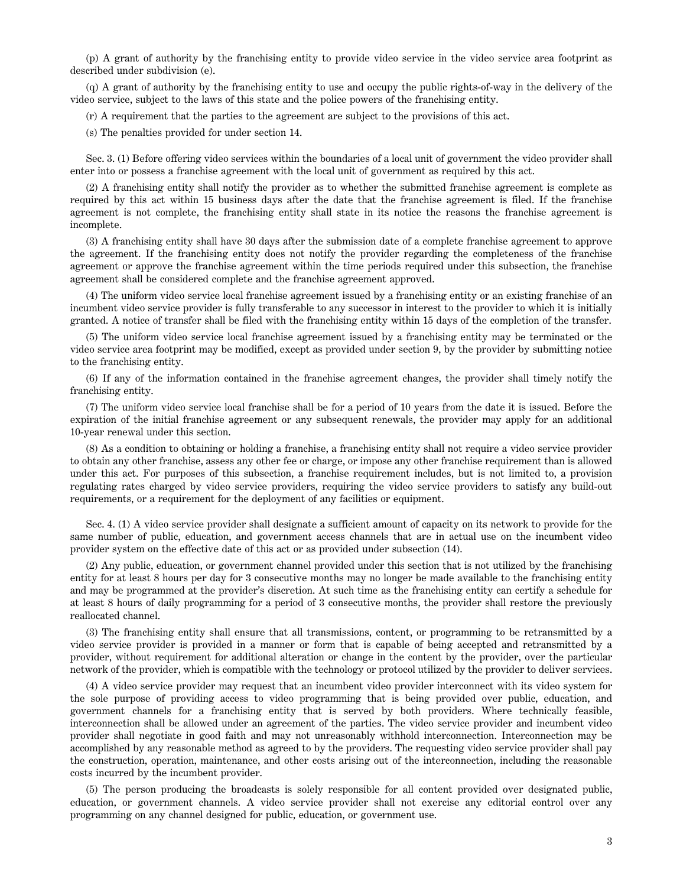(p) A grant of authority by the franchising entity to provide video service in the video service area footprint as described under subdivision (e).

(q) A grant of authority by the franchising entity to use and occupy the public rights-of-way in the delivery of the video service, subject to the laws of this state and the police powers of the franchising entity.

(r) A requirement that the parties to the agreement are subject to the provisions of this act.

(s) The penalties provided for under section 14.

Sec. 3. (1) Before offering video services within the boundaries of a local unit of government the video provider shall enter into or possess a franchise agreement with the local unit of government as required by this act.

(2) A franchising entity shall notify the provider as to whether the submitted franchise agreement is complete as required by this act within 15 business days after the date that the franchise agreement is filed. If the franchise agreement is not complete, the franchising entity shall state in its notice the reasons the franchise agreement is incomplete.

(3) A franchising entity shall have 30 days after the submission date of a complete franchise agreement to approve the agreement. If the franchising entity does not notify the provider regarding the completeness of the franchise agreement or approve the franchise agreement within the time periods required under this subsection, the franchise agreement shall be considered complete and the franchise agreement approved.

(4) The uniform video service local franchise agreement issued by a franchising entity or an existing franchise of an incumbent video service provider is fully transferable to any successor in interest to the provider to which it is initially granted. A notice of transfer shall be filed with the franchising entity within 15 days of the completion of the transfer.

(5) The uniform video service local franchise agreement issued by a franchising entity may be terminated or the video service area footprint may be modified, except as provided under section 9, by the provider by submitting notice to the franchising entity.

(6) If any of the information contained in the franchise agreement changes, the provider shall timely notify the franchising entity.

(7) The uniform video service local franchise shall be for a period of 10 years from the date it is issued. Before the expiration of the initial franchise agreement or any subsequent renewals, the provider may apply for an additional 10-year renewal under this section.

(8) As a condition to obtaining or holding a franchise, a franchising entity shall not require a video service provider to obtain any other franchise, assess any other fee or charge, or impose any other franchise requirement than is allowed under this act. For purposes of this subsection, a franchise requirement includes, but is not limited to, a provision regulating rates charged by video service providers, requiring the video service providers to satisfy any build-out requirements, or a requirement for the deployment of any facilities or equipment.

Sec. 4. (1) A video service provider shall designate a sufficient amount of capacity on its network to provide for the same number of public, education, and government access channels that are in actual use on the incumbent video provider system on the effective date of this act or as provided under subsection (14).

(2) Any public, education, or government channel provided under this section that is not utilized by the franchising entity for at least 8 hours per day for 3 consecutive months may no longer be made available to the franchising entity and may be programmed at the provider's discretion. At such time as the franchising entity can certify a schedule for at least 8 hours of daily programming for a period of 3 consecutive months, the provider shall restore the previously reallocated channel.

(3) The franchising entity shall ensure that all transmissions, content, or programming to be retransmitted by a video service provider is provided in a manner or form that is capable of being accepted and retransmitted by a provider, without requirement for additional alteration or change in the content by the provider, over the particular network of the provider, which is compatible with the technology or protocol utilized by the provider to deliver services.

(4) A video service provider may request that an incumbent video provider interconnect with its video system for the sole purpose of providing access to video programming that is being provided over public, education, and government channels for a franchising entity that is served by both providers. Where technically feasible, interconnection shall be allowed under an agreement of the parties. The video service provider and incumbent video provider shall negotiate in good faith and may not unreasonably withhold interconnection. Interconnection may be accomplished by any reasonable method as agreed to by the providers. The requesting video service provider shall pay the construction, operation, maintenance, and other costs arising out of the interconnection, including the reasonable costs incurred by the incumbent provider.

(5) The person producing the broadcasts is solely responsible for all content provided over designated public, education, or government channels. A video service provider shall not exercise any editorial control over any programming on any channel designed for public, education, or government use.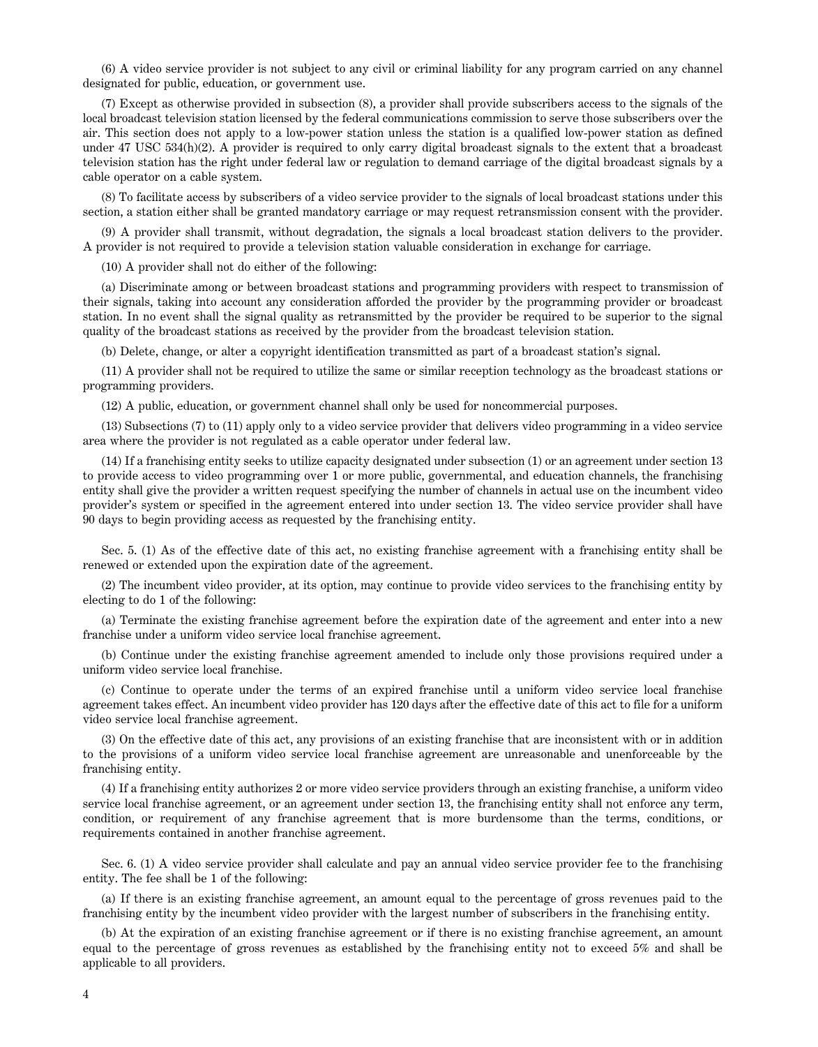(6) A video service provider is not subject to any civil or criminal liability for any program carried on any channel designated for public, education, or government use.

(7) Except as otherwise provided in subsection (8), a provider shall provide subscribers access to the signals of the local broadcast television station licensed by the federal communications commission to serve those subscribers over the air. This section does not apply to a low-power station unless the station is a qualified low-power station as defined under 47 USC 534(h)(2). A provider is required to only carry digital broadcast signals to the extent that a broadcast television station has the right under federal law or regulation to demand carriage of the digital broadcast signals by a cable operator on a cable system.

(8) To facilitate access by subscribers of a video service provider to the signals of local broadcast stations under this section, a station either shall be granted mandatory carriage or may request retransmission consent with the provider.

(9) A provider shall transmit, without degradation, the signals a local broadcast station delivers to the provider. A provider is not required to provide a television station valuable consideration in exchange for carriage.

(10) A provider shall not do either of the following:

(a) Discriminate among or between broadcast stations and programming providers with respect to transmission of their signals, taking into account any consideration afforded the provider by the programming provider or broadcast station. In no event shall the signal quality as retransmitted by the provider be required to be superior to the signal quality of the broadcast stations as received by the provider from the broadcast television station.

(b) Delete, change, or alter a copyright identification transmitted as part of a broadcast station's signal.

(11) A provider shall not be required to utilize the same or similar reception technology as the broadcast stations or programming providers.

(12) A public, education, or government channel shall only be used for noncommercial purposes.

(13) Subsections (7) to (11) apply only to a video service provider that delivers video programming in a video service area where the provider is not regulated as a cable operator under federal law.

(14) If a franchising entity seeks to utilize capacity designated under subsection (1) or an agreement under section 13 to provide access to video programming over 1 or more public, governmental, and education channels, the franchising entity shall give the provider a written request specifying the number of channels in actual use on the incumbent video provider's system or specified in the agreement entered into under section 13. The video service provider shall have 90 days to begin providing access as requested by the franchising entity.

Sec. 5. (1) As of the effective date of this act, no existing franchise agreement with a franchising entity shall be renewed or extended upon the expiration date of the agreement.

(2) The incumbent video provider, at its option, may continue to provide video services to the franchising entity by electing to do 1 of the following:

(a) Terminate the existing franchise agreement before the expiration date of the agreement and enter into a new franchise under a uniform video service local franchise agreement.

(b) Continue under the existing franchise agreement amended to include only those provisions required under a uniform video service local franchise.

(c) Continue to operate under the terms of an expired franchise until a uniform video service local franchise agreement takes effect. An incumbent video provider has 120 days after the effective date of this act to file for a uniform video service local franchise agreement.

(3) On the effective date of this act, any provisions of an existing franchise that are inconsistent with or in addition to the provisions of a uniform video service local franchise agreement are unreasonable and unenforceable by the franchising entity.

(4) If a franchising entity authorizes 2 or more video service providers through an existing franchise, a uniform video service local franchise agreement, or an agreement under section 13, the franchising entity shall not enforce any term, condition, or requirement of any franchise agreement that is more burdensome than the terms, conditions, or requirements contained in another franchise agreement.

Sec. 6. (1) A video service provider shall calculate and pay an annual video service provider fee to the franchising entity. The fee shall be 1 of the following:

(a) If there is an existing franchise agreement, an amount equal to the percentage of gross revenues paid to the franchising entity by the incumbent video provider with the largest number of subscribers in the franchising entity.

(b) At the expiration of an existing franchise agreement or if there is no existing franchise agreement, an amount equal to the percentage of gross revenues as established by the franchising entity not to exceed 5% and shall be applicable to all providers.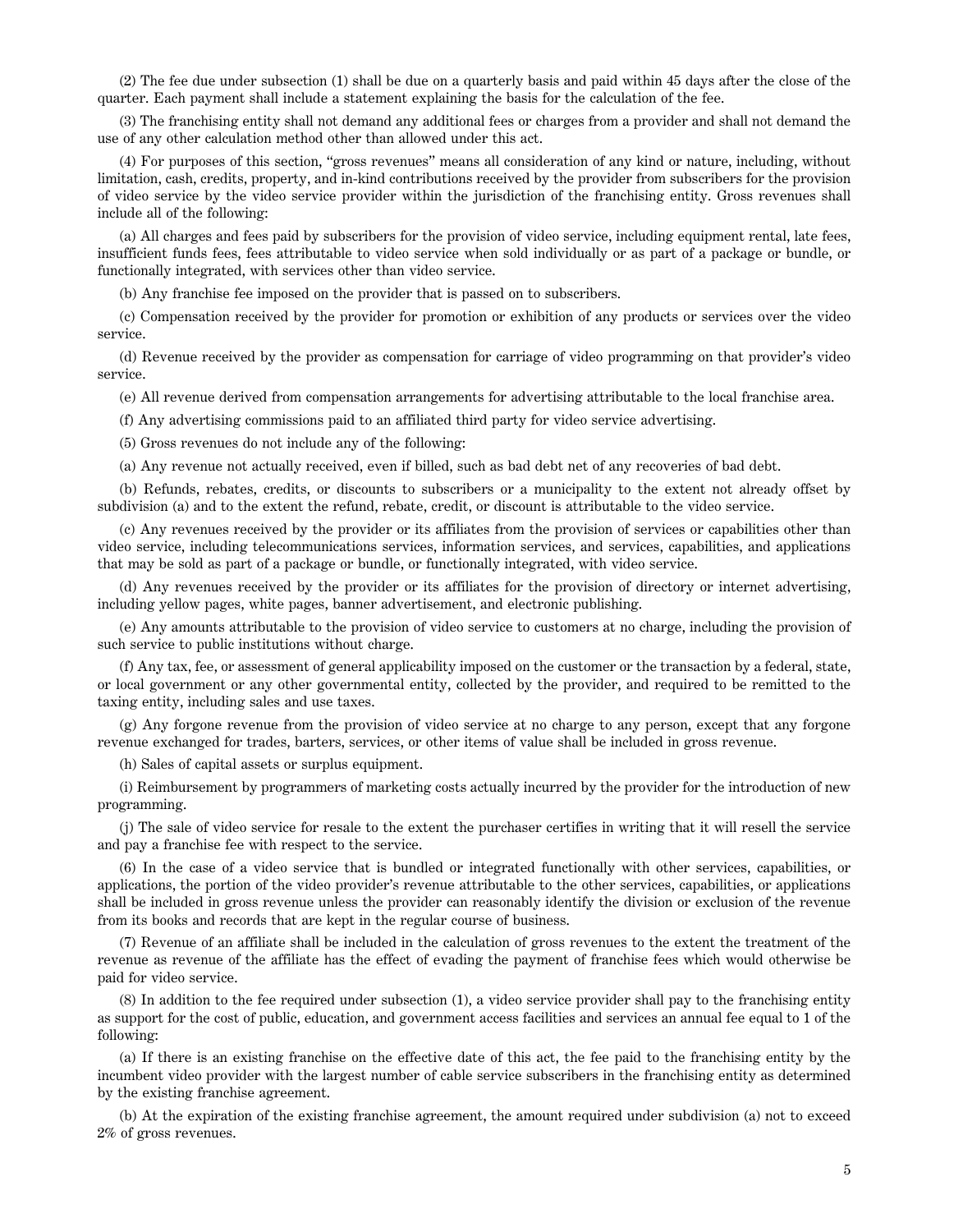(2) The fee due under subsection (1) shall be due on a quarterly basis and paid within 45 days after the close of the quarter. Each payment shall include a statement explaining the basis for the calculation of the fee.

(3) The franchising entity shall not demand any additional fees or charges from a provider and shall not demand the use of any other calculation method other than allowed under this act.

(4) For purposes of this section, "gross revenues" means all consideration of any kind or nature, including, without limitation, cash, credits, property, and in-kind contributions received by the provider from subscribers for the provision of video service by the video service provider within the jurisdiction of the franchising entity. Gross revenues shall include all of the following:

(a) All charges and fees paid by subscribers for the provision of video service, including equipment rental, late fees, insufficient funds fees, fees attributable to video service when sold individually or as part of a package or bundle, or functionally integrated, with services other than video service.

(b) Any franchise fee imposed on the provider that is passed on to subscribers.

(c) Compensation received by the provider for promotion or exhibition of any products or services over the video service.

(d) Revenue received by the provider as compensation for carriage of video programming on that provider's video service.

(e) All revenue derived from compensation arrangements for advertising attributable to the local franchise area.

(f) Any advertising commissions paid to an affiliated third party for video service advertising.

(5) Gross revenues do not include any of the following:

(a) Any revenue not actually received, even if billed, such as bad debt net of any recoveries of bad debt.

(b) Refunds, rebates, credits, or discounts to subscribers or a municipality to the extent not already offset by subdivision (a) and to the extent the refund, rebate, credit, or discount is attributable to the video service.

(c) Any revenues received by the provider or its affiliates from the provision of services or capabilities other than video service, including telecommunications services, information services, and services, capabilities, and applications that may be sold as part of a package or bundle, or functionally integrated, with video service.

(d) Any revenues received by the provider or its affiliates for the provision of directory or internet advertising, including yellow pages, white pages, banner advertisement, and electronic publishing.

(e) Any amounts attributable to the provision of video service to customers at no charge, including the provision of such service to public institutions without charge.

(f) Any tax, fee, or assessment of general applicability imposed on the customer or the transaction by a federal, state, or local government or any other governmental entity, collected by the provider, and required to be remitted to the taxing entity, including sales and use taxes.

(g) Any forgone revenue from the provision of video service at no charge to any person, except that any forgone revenue exchanged for trades, barters, services, or other items of value shall be included in gross revenue.

(h) Sales of capital assets or surplus equipment.

(i) Reimbursement by programmers of marketing costs actually incurred by the provider for the introduction of new programming.

(j) The sale of video service for resale to the extent the purchaser certifies in writing that it will resell the service and pay a franchise fee with respect to the service.

(6) In the case of a video service that is bundled or integrated functionally with other services, capabilities, or applications, the portion of the video provider's revenue attributable to the other services, capabilities, or applications shall be included in gross revenue unless the provider can reasonably identify the division or exclusion of the revenue from its books and records that are kept in the regular course of business.

(7) Revenue of an affiliate shall be included in the calculation of gross revenues to the extent the treatment of the revenue as revenue of the affiliate has the effect of evading the payment of franchise fees which would otherwise be paid for video service.

(8) In addition to the fee required under subsection (1), a video service provider shall pay to the franchising entity as support for the cost of public, education, and government access facilities and services an annual fee equal to 1 of the following:

(a) If there is an existing franchise on the effective date of this act, the fee paid to the franchising entity by the incumbent video provider with the largest number of cable service subscribers in the franchising entity as determined by the existing franchise agreement.

(b) At the expiration of the existing franchise agreement, the amount required under subdivision (a) not to exceed 2% of gross revenues.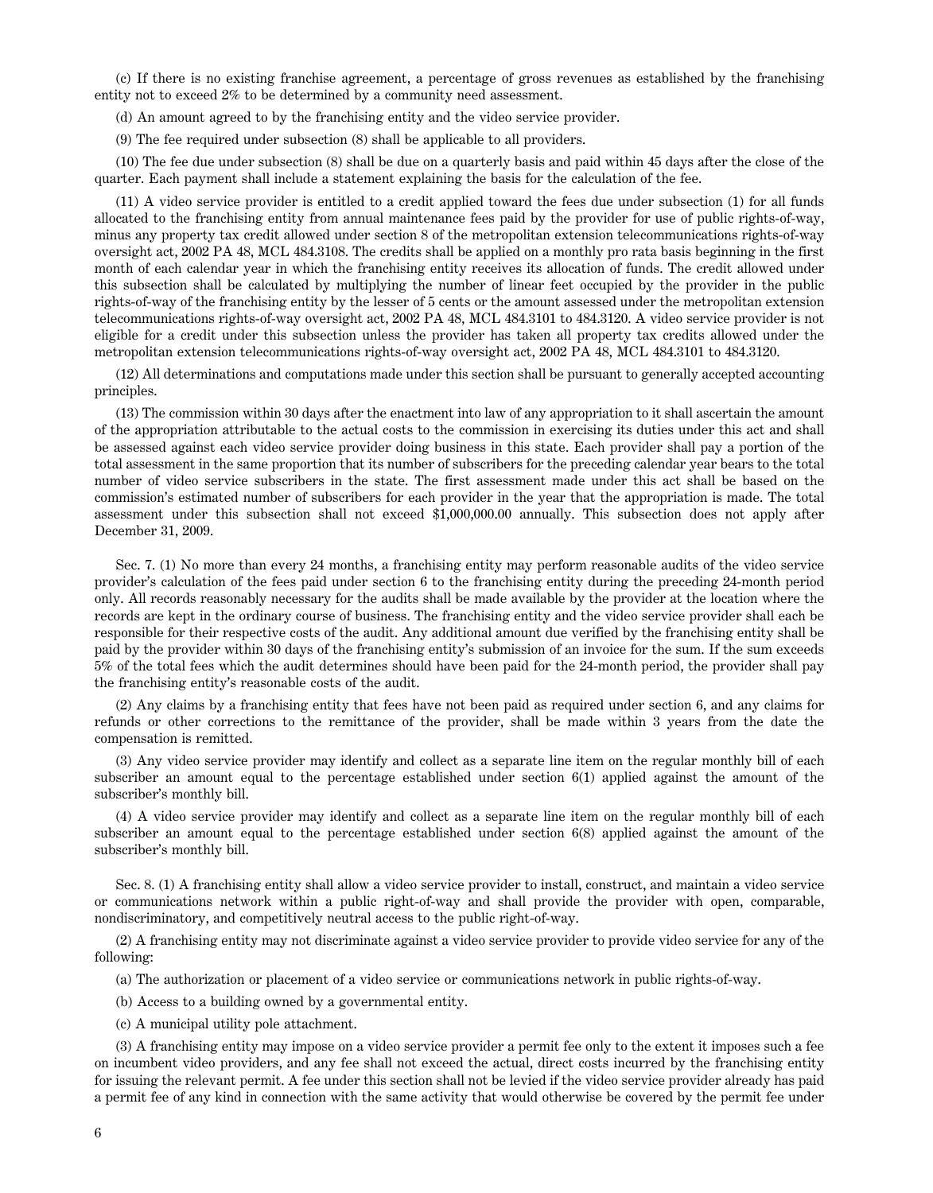(c) If there is no existing franchise agreement, a percentage of gross revenues as established by the franchising entity not to exceed 2% to be determined by a community need assessment.

(d) An amount agreed to by the franchising entity and the video service provider.

(9) The fee required under subsection (8) shall be applicable to all providers.

(10) The fee due under subsection (8) shall be due on a quarterly basis and paid within 45 days after the close of the quarter. Each payment shall include a statement explaining the basis for the calculation of the fee.

(11) A video service provider is entitled to a credit applied toward the fees due under subsection (1) for all funds allocated to the franchising entity from annual maintenance fees paid by the provider for use of public rights-of-way, minus any property tax credit allowed under section 8 of the metropolitan extension telecommunications rights-of-way oversight act, 2002 PA 48, MCL 484.3108. The credits shall be applied on a monthly pro rata basis beginning in the first month of each calendar year in which the franchising entity receives its allocation of funds. The credit allowed under this subsection shall be calculated by multiplying the number of linear feet occupied by the provider in the public rights-of-way of the franchising entity by the lesser of 5 cents or the amount assessed under the metropolitan extension telecommunications rights-of-way oversight act, 2002 PA 48, MCL 484.3101 to 484.3120. A video service provider is not eligible for a credit under this subsection unless the provider has taken all property tax credits allowed under the metropolitan extension telecommunications rights-of-way oversight act, 2002 PA 48, MCL 484.3101 to 484.3120.

(12) All determinations and computations made under this section shall be pursuant to generally accepted accounting principles.

(13) The commission within 30 days after the enactment into law of any appropriation to it shall ascertain the amount of the appropriation attributable to the actual costs to the commission in exercising its duties under this act and shall be assessed against each video service provider doing business in this state. Each provider shall pay a portion of the total assessment in the same proportion that its number of subscribers for the preceding calendar year bears to the total number of video service subscribers in the state. The first assessment made under this act shall be based on the commission's estimated number of subscribers for each provider in the year that the appropriation is made. The total assessment under this subsection shall not exceed $1,000,000.00 annually. This subsection does not apply after December 31, 2009.

Sec. 7. (1) No more than every 24 months, a franchising entity may perform reasonable audits of the video service provider's calculation of the fees paid under section 6 to the franchising entity during the preceding 24-month period only. All records reasonably necessary for the audits shall be made available by the provider at the location where the records are kept in the ordinary course of business. The franchising entity and the video service provider shall each be responsible for their respective costs of the audit. Any additional amount due verified by the franchising entity shall be paid by the provider within 30 days of the franchising entity's submission of an invoice for the sum. If the sum exceeds 5% of the total fees which the audit determines should have been paid for the 24-month period, the provider shall pay the franchising entity's reasonable costs of the audit.

(2) Any claims by a franchising entity that fees have not been paid as required under section 6, and any claims for refunds or other corrections to the remittance of the provider, shall be made within 3 years from the date the compensation is remitted.

(3) Any video service provider may identify and collect as a separate line item on the regular monthly bill of each subscriber an amount equal to the percentage established under section 6(1) applied against the amount of the subscriber's monthly bill.

(4) A video service provider may identify and collect as a separate line item on the regular monthly bill of each subscriber an amount equal to the percentage established under section 6(8) applied against the amount of the subscriber's monthly bill.

Sec. 8. (1) A franchising entity shall allow a video service provider to install, construct, and maintain a video service or communications network within a public right-of-way and shall provide the provider with open, comparable, nondiscriminatory, and competitively neutral access to the public right-of-way.

(2) A franchising entity may not discriminate against a video service provider to provide video service for any of the following:

(a) The authorization or placement of a video service or communications network in public rights-of-way.

(b) Access to a building owned by a governmental entity.

(c) A municipal utility pole attachment.

(3) A franchising entity may impose on a video service provider a permit fee only to the extent it imposes such a fee on incumbent video providers, and any fee shall not exceed the actual, direct costs incurred by the franchising entity for issuing the relevant permit. A fee under this section shall not be levied if the video service provider already has paid a permit fee of any kind in connection with the same activity that would otherwise be covered by the permit fee under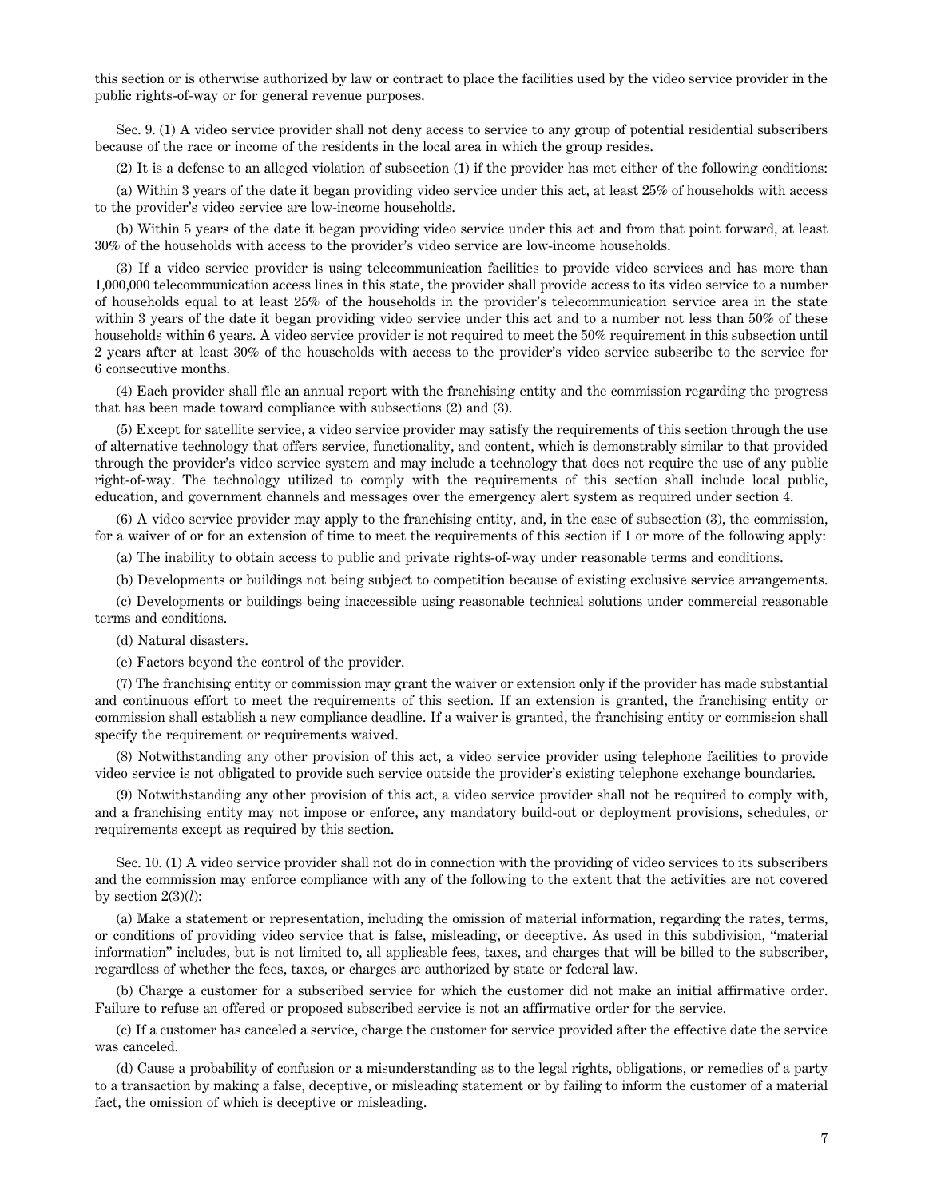this section or is otherwise authorized by law or contract to place the facilities used by the video service provider in the public rights-of-way or for general revenue purposes.

Sec. 9. (1) A video service provider shall not deny access to service to any group of potential residential subscribers because of the race or income of the residents in the local area in which the group resides.

(2) It is a defense to an alleged violation of subsection (1) if the provider has met either of the following conditions:

(a) Within 3 years of the date it began providing video service under this act, at least 25% of households with access to the provider's video service are low-income households.

(b) Within 5 years of the date it began providing video service under this act and from that point forward, at least 30% of the households with access to the provider's video service are low-income households.

(3) If a video service provider is using telecommunication facilities to provide video services and has more than 1,000,000 telecommunication access lines in this state, the provider shall provide access to its video service to a number of households equal to at least 25% of the households in the provider's telecommunication service area in the state within 3 years of the date it began providing video service under this act and to a number not less than 50% of these households within 6 years. A video service provider is not required to meet the 50% requirement in this subsection until 2 years after at least 30% of the households with access to the provider's video service subscribe to the service for 6 consecutive months.

(4) Each provider shall file an annual report with the franchising entity and the commission regarding the progress that has been made toward compliance with subsections (2) and (3).

(5) Except for satellite service, a video service provider may satisfy the requirements of this section through the use of alternative technology that offers service, functionality, and content, which is demonstrably similar to that provided through the provider's video service system and may include a technology that does not require the use of any public right-of-way. The technology utilized to comply with the requirements of this section shall include local public, education, and government channels and messages over the emergency alert system as required under section 4.

(6) A video service provider may apply to the franchising entity, and, in the case of subsection (3), the commission, for a waiver of or for an extension of time to meet the requirements of this section if 1 or more of the following apply:

(a) The inability to obtain access to public and private rights-of-way under reasonable terms and conditions.

(b) Developments or buildings not being subject to competition because of existing exclusive service arrangements.

(c) Developments or buildings being inaccessible using reasonable technical solutions under commercial reasonable terms and conditions.

(d) Natural disasters.

(e) Factors beyond the control of the provider.

(7) The franchising entity or commission may grant the waiver or extension only if the provider has made substantial and continuous effort to meet the requirements of this section. If an extension is granted, the franchising entity or commission shall establish a new compliance deadline. If a waiver is granted, the franchising entity or commission shall specify the requirement or requirements waived.

(8) Notwithstanding any other provision of this act, a video service provider using telephone facilities to provide video service is not obligated to provide such service outside the provider's existing telephone exchange boundaries.

(9) Notwithstanding any other provision of this act, a video service provider shall not be required to comply with, and a franchising entity may not impose or enforce, any mandatory build-out or deployment provisions, schedules, or requirements except as required by this section.

Sec. 10. (1) A video service provider shall not do in connection with the providing of video services to its subscribers and the commission may enforce compliance with any of the following to the extent that the activities are not covered by section 2(3)(*l*):

(a) Make a statement or representation, including the omission of material information, regarding the rates, terms, or conditions of providing video service that is false, misleading, or deceptive. As used in this subdivision, "material information" includes, but is not limited to, all applicable fees, taxes, and charges that will be billed to the subscriber, regardless of whether the fees, taxes, or charges are authorized by state or federal law.

(b) Charge a customer for a subscribed service for which the customer did not make an initial affirmative order. Failure to refuse an offered or proposed subscribed service is not an affirmative order for the service.

(c) If a customer has canceled a service, charge the customer for service provided after the effective date the service was canceled.

(d) Cause a probability of confusion or a misunderstanding as to the legal rights, obligations, or remedies of a party to a transaction by making a false, deceptive, or misleading statement or by failing to inform the customer of a material fact, the omission of which is deceptive or misleading.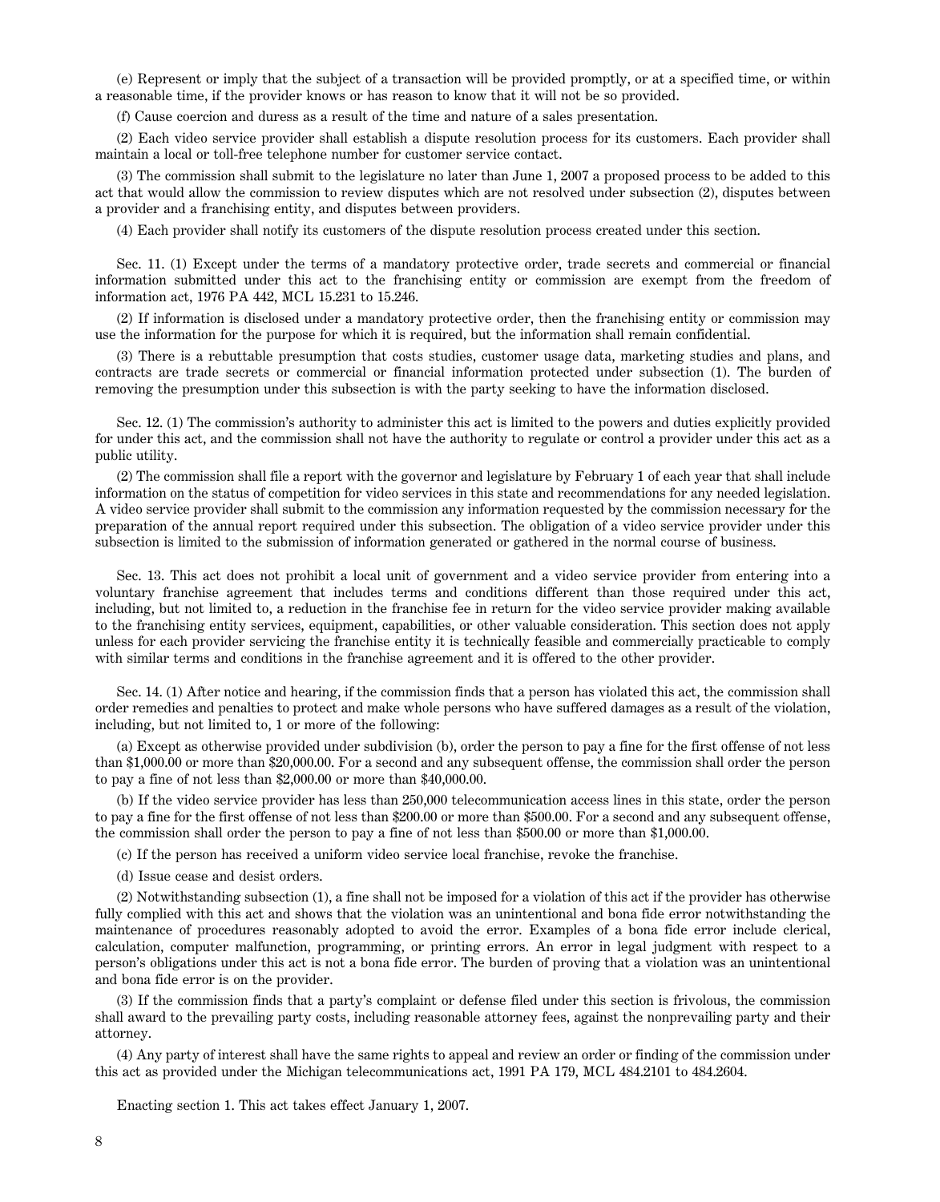(e) Represent or imply that the subject of a transaction will be provided promptly, or at a specified time, or within a reasonable time, if the provider knows or has reason to know that it will not be so provided.

(f) Cause coercion and duress as a result of the time and nature of a sales presentation.

(2) Each video service provider shall establish a dispute resolution process for its customers. Each provider shall maintain a local or toll-free telephone number for customer service contact.

(3) The commission shall submit to the legislature no later than June 1, 2007 a proposed process to be added to this act that would allow the commission to review disputes which are not resolved under subsection (2), disputes between a provider and a franchising entity, and disputes between providers.

(4) Each provider shall notify its customers of the dispute resolution process created under this section.

Sec. 11. (1) Except under the terms of a mandatory protective order, trade secrets and commercial or financial information submitted under this act to the franchising entity or commission are exempt from the freedom of information act, 1976 PA 442, MCL 15.231 to 15.246.

(2) If information is disclosed under a mandatory protective order, then the franchising entity or commission may use the information for the purpose for which it is required, but the information shall remain confidential.

(3) There is a rebuttable presumption that costs studies, customer usage data, marketing studies and plans, and contracts are trade secrets or commercial or financial information protected under subsection (1). The burden of removing the presumption under this subsection is with the party seeking to have the information disclosed.

Sec. 12. (1) The commission's authority to administer this act is limited to the powers and duties explicitly provided for under this act, and the commission shall not have the authority to regulate or control a provider under this act as a public utility.

(2) The commission shall file a report with the governor and legislature by February 1 of each year that shall include information on the status of competition for video services in this state and recommendations for any needed legislation. A video service provider shall submit to the commission any information requested by the commission necessary for the preparation of the annual report required under this subsection. The obligation of a video service provider under this subsection is limited to the submission of information generated or gathered in the normal course of business.

Sec. 13. This act does not prohibit a local unit of government and a video service provider from entering into a voluntary franchise agreement that includes terms and conditions different than those required under this act, including, but not limited to, a reduction in the franchise fee in return for the video service provider making available to the franchising entity services, equipment, capabilities, or other valuable consideration. This section does not apply unless for each provider servicing the franchise entity it is technically feasible and commercially practicable to comply with similar terms and conditions in the franchise agreement and it is offered to the other provider.

Sec. 14. (1) After notice and hearing, if the commission finds that a person has violated this act, the commission shall order remedies and penalties to protect and make whole persons who have suffered damages as a result of the violation, including, but not limited to, 1 or more of the following:

(a) Except as otherwise provided under subdivision (b), order the person to pay a fine for the first offense of not less than $1,000.00 or more than $20,000.00. For a second and any subsequent offense, the commission shall order the person to pay a fine of not less than $2,000.00 or more than $40,000.00.

(b) If the video service provider has less than 250,000 telecommunication access lines in this state, order the person to pay a fine for the first offense of not less than $200.00 or more than $500.00. For a second and any subsequent offense, the commission shall order the person to pay a fine of not less than $500.00 or more than $1,000.00.

(c) If the person has received a uniform video service local franchise, revoke the franchise.

(d) Issue cease and desist orders.

(2) Notwithstanding subsection (1), a fine shall not be imposed for a violation of this act if the provider has otherwise fully complied with this act and shows that the violation was an unintentional and bona fide error notwithstanding the maintenance of procedures reasonably adopted to avoid the error. Examples of a bona fide error include clerical, calculation, computer malfunction, programming, or printing errors. An error in legal judgment with respect to a person's obligations under this act is not a bona fide error. The burden of proving that a violation was an unintentional and bona fide error is on the provider.

(3) If the commission finds that a party's complaint or defense filed under this section is frivolous, the commission shall award to the prevailing party costs, including reasonable attorney fees, against the nonprevailing party and their attorney.

(4) Any party of interest shall have the same rights to appeal and review an order or finding of the commission under this act as provided under the Michigan telecommunications act, 1991 PA 179, MCL 484.2101 to 484.2604.

Enacting section 1. This act takes effect January 1, 2007.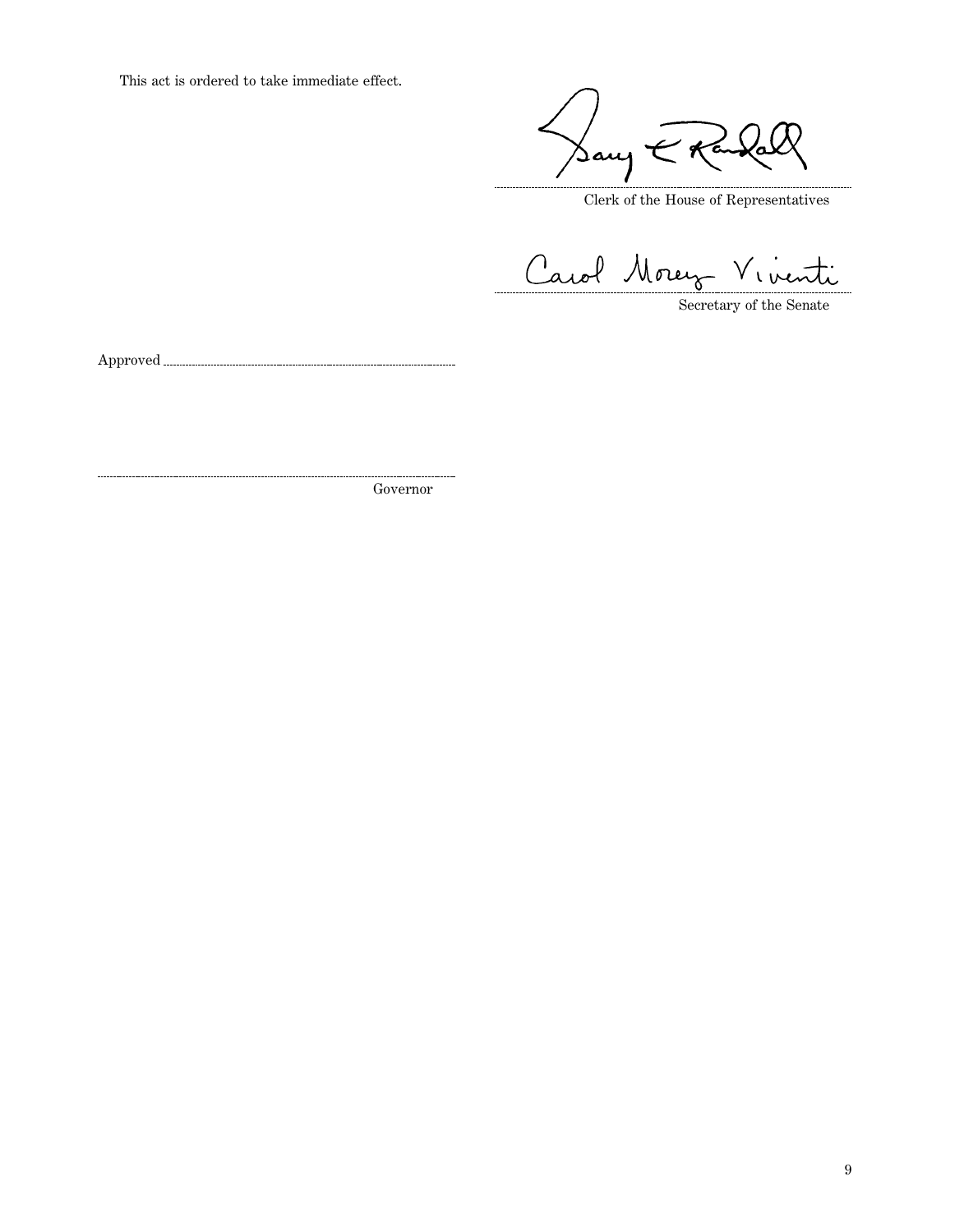This act is ordered to take immediate effect.

Gary L Randall

Clerk of the House of Representatives

Carol Morey Viventi

Secretary of the Senate

Approved ............................................

............................................

Governor